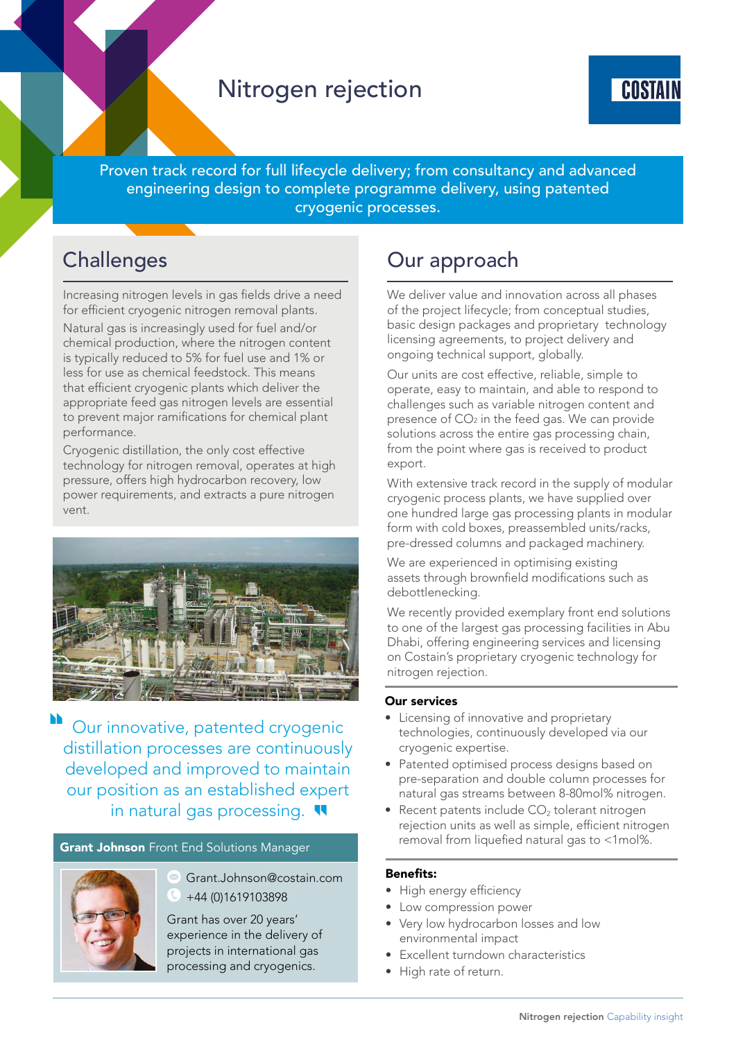# Nitrogen rejection

COSTAIN

Proven track record for full lifecycle delivery; from consultancy and advanced engineering design to complete programme delivery, using patented cryogenic processes.

## Challenges

Increasing nitrogen levels in gas fields drive a need for efficient cryogenic nitrogen removal plants.

Natural gas is increasingly used for fuel and/or chemical production, where the nitrogen content is typically reduced to 5% for fuel use and 1% or less for use as chemical feedstock. This means that efficient cryogenic plants which deliver the appropriate feed gas nitrogen levels are essential to prevent major ramifications for chemical plant performance.

Cryogenic distillation, the only cost effective technology for nitrogen removal, operates at high pressure, offers high hydrocarbon recovery, low power requirements, and extracts a pure nitrogen vent.

> Our innovative, patented cryogenic distillation processes are continuously developed and improved to maintain our position as an established expert in natural gas processing.

**Grant Johnson** Front End Solutions Manager

Grant.Johnson@costain.com

+44 (0)1619103898

Grant has over 20 years' experience in the delivery of projects in international gas processing and cryogenics.

## Our approach

We deliver value and innovation across all phases of the project lifecycle; from conceptual studies, basic design packages and proprietary technology licensing agreements, to project delivery and ongoing technical support, globally.

Our units are cost effective, reliable, simple to operate, easy to maintain, and able to respond to challenges such as variable nitrogen content and presence of $CO_2$ in the feed gas. We can provide solutions across the entire gas processing chain, from the point where gas is received to product export.

With extensive track record in the supply of modular cryogenic process plants, we have supplied over one hundred large gas processing plants in modular form with cold boxes, preassembled units/racks, pre-dressed columns and packaged machinery.

We are experienced in optimising existing assets through brownfield modifications such as debottlenecking.

We recently provided exemplary front end solutions to one of the largest gas processing facilities in Abu Dhabi, offering engineering services and licensing on Costain's proprietary cryogenic technology for nitrogen rejection.

### Our services

- Licensing of innovative and proprietary technologies, continuously developed via our cryogenic expertise.
- Patented optimised process designs based on pre-separation and double column processes for natural gas streams between 8-80mol% nitrogen.
- Recent patents include $CO_2$ tolerant nitrogen rejection units as well as simple, efficient nitrogen removal from liquefied natural gas to <1mol%.

### Benefits:

- High energy efficiency
- Low compression power
- Very low hydrocarbon losses and low environmental impact
- Excellent turndown characteristics
- High rate of return.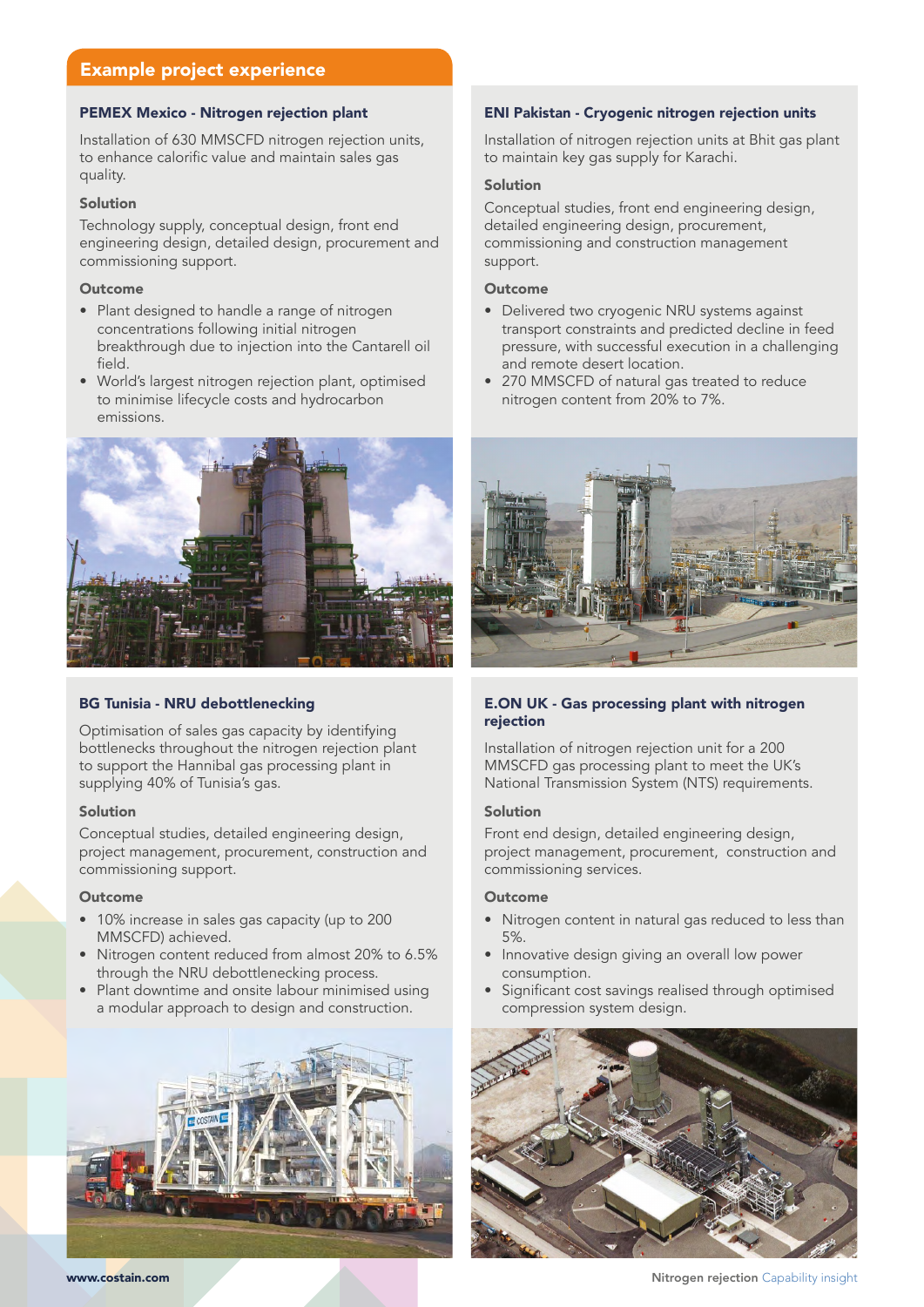## Example project experience

### PEMEX Mexico - Nitrogen rejection plant

Installation of 630 MMSCFD nitrogen rejection units, to enhance calorific value and maintain sales gas quality.

**Solution**

Technology supply, conceptual design, front end engineering design, detailed design, procurement and commissioning support.

**Outcome**

- Plant designed to handle a range of nitrogen concentrations following initial nitrogen breakthrough due to injection into the Cantarell oil field.
- World's largest nitrogen rejection plant, optimised to minimise lifecycle costs and hydrocarbon emissions.

### ENI Pakistan - Cryogenic nitrogen rejection units

Installation of nitrogen rejection units at Bhit gas plant to maintain key gas supply for Karachi.

**Solution**

Conceptual studies, front end engineering design, detailed engineering design, procurement, commissioning and construction management support.

**Outcome**

- Delivered two cryogenic NRU systems against transport constraints and predicted decline in feed pressure, with successful execution in a challenging and remote desert location.
- 270 MMSCFD of natural gas treated to reduce nitrogen content from 20% to 7%.

### BG Tunisia - NRU debottlenecking

Optimisation of sales gas capacity by identifying bottlenecks throughout the nitrogen rejection plant to support the Hannibal gas processing plant in supplying 40% of Tunisia's gas.

**Solution**

Conceptual studies, detailed engineering design, project management, procurement, construction and commissioning support.

**Outcome**

- 10% increase in sales gas capacity (up to 200 MMSCFD) achieved.
- Nitrogen content reduced from almost 20% to 6.5% through the NRU debottlenecking process.
- Plant downtime and onsite labour minimised using a modular approach to design and construction.

### E.ON UK - Gas processing plant with nitrogen rejection

Installation of nitrogen rejection unit for a 200 MMSCFD gas processing plant to meet the UK's National Transmission System (NTS) requirements.

**Solution**

Front end design, detailed engineering design, project management, procurement, construction and commissioning services.

**Outcome**

- Nitrogen content in natural gas reduced to less than 5%.
- Innovative design giving an overall low power consumption.
- Significant cost savings realised through optimised compression system design.